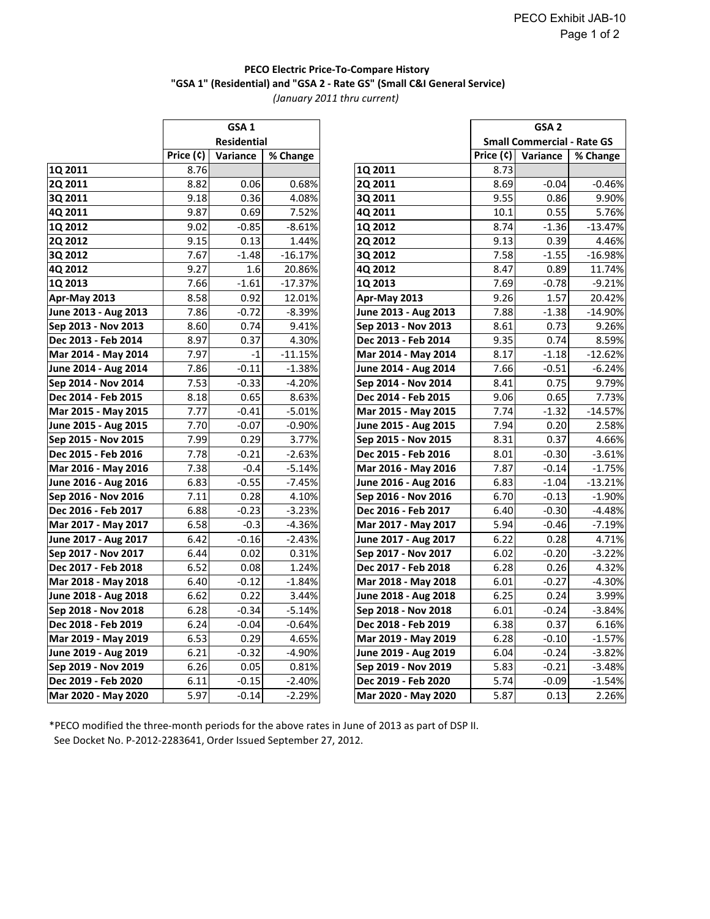**PECO Electric Price-To-Compare History**
**"GSA 1" (Residential) and "GSA 2 - Rate GS" (Small C&I General Service)**
*(January 2011 thru current)*

| | GSA 1 Residential | | |
|---|---|---|---|
| | Price (¢) | Variance | % Change |
| **1Q 2011** | 8.76 | | |
| **2Q 2011** | 8.82 | 0.06 | 0.68% |
| **3Q 2011** | 9.18 | 0.36 | 4.08% |
| **4Q 2011** | 9.87 | 0.69 | 7.52% |
| **1Q 2012** | 9.02 | -0.85 | -8.61% |
| **2Q 2012** | 9.15 | 0.13 | 1.44% |
| **3Q 2012** | 7.67 | -1.48 | -16.17% |
| **4Q 2012** | 9.27 | 1.6 | 20.86% |
| **1Q 2013** | 7.66 | -1.61 | -17.37% |
| **Apr-May 2013** | 8.58 | 0.92 | 12.01% |
| **June 2013 - Aug 2013** | 7.86 | -0.72 | -8.39% |
| **Sep 2013 - Nov 2013** | 8.60 | 0.74 | 9.41% |
| **Dec 2013 - Feb 2014** | 8.97 | 0.37 | 4.30% |
| **Mar 2014 - May 2014** | 7.97 | -1 | -11.15% |
| **June 2014 - Aug 2014** | 7.86 | -0.11 | -1.38% |
| **Sep 2014 - Nov 2014** | 7.53 | -0.33 | -4.20% |
| **Dec 2014 - Feb 2015** | 8.18 | 0.65 | 8.63% |
| **Mar 2015 - May 2015** | 7.77 | -0.41 | -5.01% |
| **June 2015 - Aug 2015** | 7.70 | -0.07 | -0.90% |
| **Sep 2015 - Nov 2015** | 7.99 | 0.29 | 3.77% |
| **Dec 2015 - Feb 2016** | 7.78 | -0.21 | -2.63% |
| **Mar 2016 - May 2016** | 7.38 | -0.4 | -5.14% |
| **June 2016 - Aug 2016** | 6.83 | -0.55 | -7.45% |
| **Sep 2016 - Nov 2016** | 7.11 | 0.28 | 4.10% |
| **Dec 2016 - Feb 2017** | 6.88 | -0.23 | -3.23% |
| **Mar 2017 - May 2017** | 6.58 | -0.3 | -4.36% |
| **June 2017 - Aug 2017** | 6.42 | -0.16 | -2.43% |
| **Sep 2017 - Nov 2017** | 6.44 | 0.02 | 0.31% |
| **Dec 2017 - Feb 2018** | 6.52 | 0.08 | 1.24% |
| **Mar 2018 - May 2018** | 6.40 | -0.12 | -1.84% |
| **June 2018 - Aug 2018** | 6.62 | 0.22 | 3.44% |
| **Sep 2018 - Nov 2018** | 6.28 | -0.34 | -5.14% |
| **Dec 2018 - Feb 2019** | 6.24 | -0.04 | -0.64% |
| **Mar 2019 - May 2019** | 6.53 | 0.29 | 4.65% |
| **June 2019 - Aug 2019** | 6.21 | -0.32 | -4.90% |
| **Sep 2019 - Nov 2019** | 6.26 | 0.05 | 0.81% |
| **Dec 2019 - Feb 2020** | 6.11 | -0.15 | -2.40% |
| **Mar 2020 - May 2020** | 5.97 | -0.14 | -2.29% |

| | GSA 2 Small Commercial - Rate GS | | |
|---|---|---|---|
| | Price (¢) | Variance | % Change |
| **1Q 2011** | 8.73 | | |
| **2Q 2011** | 8.69 | -0.04 | -0.46% |
| **3Q 2011** | 9.55 | 0.86 | 9.90% |
| **4Q 2011** | 10.1 | 0.55 | 5.76% |
| **1Q 2012** | 8.74 | -1.36 | -13.47% |
| **2Q 2012** | 9.13 | 0.39 | 4.46% |
| **3Q 2012** | 7.58 | -1.55 | -16.98% |
| **4Q 2012** | 8.47 | 0.89 | 11.74% |
| **1Q 2013** | 7.69 | -0.78 | -9.21% |
| **Apr-May 2013** | 9.26 | 1.57 | 20.42% |
| **June 2013 - Aug 2013** | 7.88 | -1.38 | -14.90% |
| **Sep 2013 - Nov 2013** | 8.61 | 0.73 | 9.26% |
| **Dec 2013 - Feb 2014** | 9.35 | 0.74 | 8.59% |
| **Mar 2014 - May 2014** | 8.17 | -1.18 | -12.62% |
| **June 2014 - Aug 2014** | 7.66 | -0.51 | -6.24% |
| **Sep 2014 - Nov 2014** | 8.41 | 0.75 | 9.79% |
| **Dec 2014 - Feb 2015** | 9.06 | 0.65 | 7.73% |
| **Mar 2015 - May 2015** | 7.74 | -1.32 | -14.57% |
| **June 2015 - Aug 2015** | 7.94 | 0.20 | 2.58% |
| **Sep 2015 - Nov 2015** | 8.31 | 0.37 | 4.66% |
| **Dec 2015 - Feb 2016** | 8.01 | -0.30 | -3.61% |
| **Mar 2016 - May 2016** | 7.87 | -0.14 | -1.75% |
| **June 2016 - Aug 2016** | 6.83 | -1.04 | -13.21% |
| **Sep 2016 - Nov 2016** | 6.70 | -0.13 | -1.90% |
| **Dec 2016 - Feb 2017** | 6.40 | -0.30 | -4.48% |
| **Mar 2017 - May 2017** | 5.94 | -0.46 | -7.19% |
| **June 2017 - Aug 2017** | 6.22 | 0.28 | 4.71% |
| **Sep 2017 - Nov 2017** | 6.02 | -0.20 | -3.22% |
| **Dec 2017 - Feb 2018** | 6.28 | 0.26 | 4.32% |
| **Mar 2018 - May 2018** | 6.01 | -0.27 | -4.30% |
| **June 2018 - Aug 2018** | 6.25 | 0.24 | 3.99% |
| **Sep 2018 - Nov 2018** | 6.01 | -0.24 | -3.84% |
| **Dec 2018 - Feb 2019** | 6.38 | 0.37 | 6.16% |
| **Mar 2019 - May 2019** | 6.28 | -0.10 | -1.57% |
| **June 2019 - Aug 2019** | 6.04 | -0.24 | -3.82% |
| **Sep 2019 - Nov 2019** | 5.83 | -0.21 | -3.48% |
| **Dec 2019 - Feb 2020** | 5.74 | -0.09 | -1.54% |
| **Mar 2020 - May 2020** | 5.87 | 0.13 | 2.26% |

*PECO modified the three-month periods for the above rates in June of 2013 as part of DSP II.
See Docket No. P-2012-2283641, Order Issued September 27, 2012.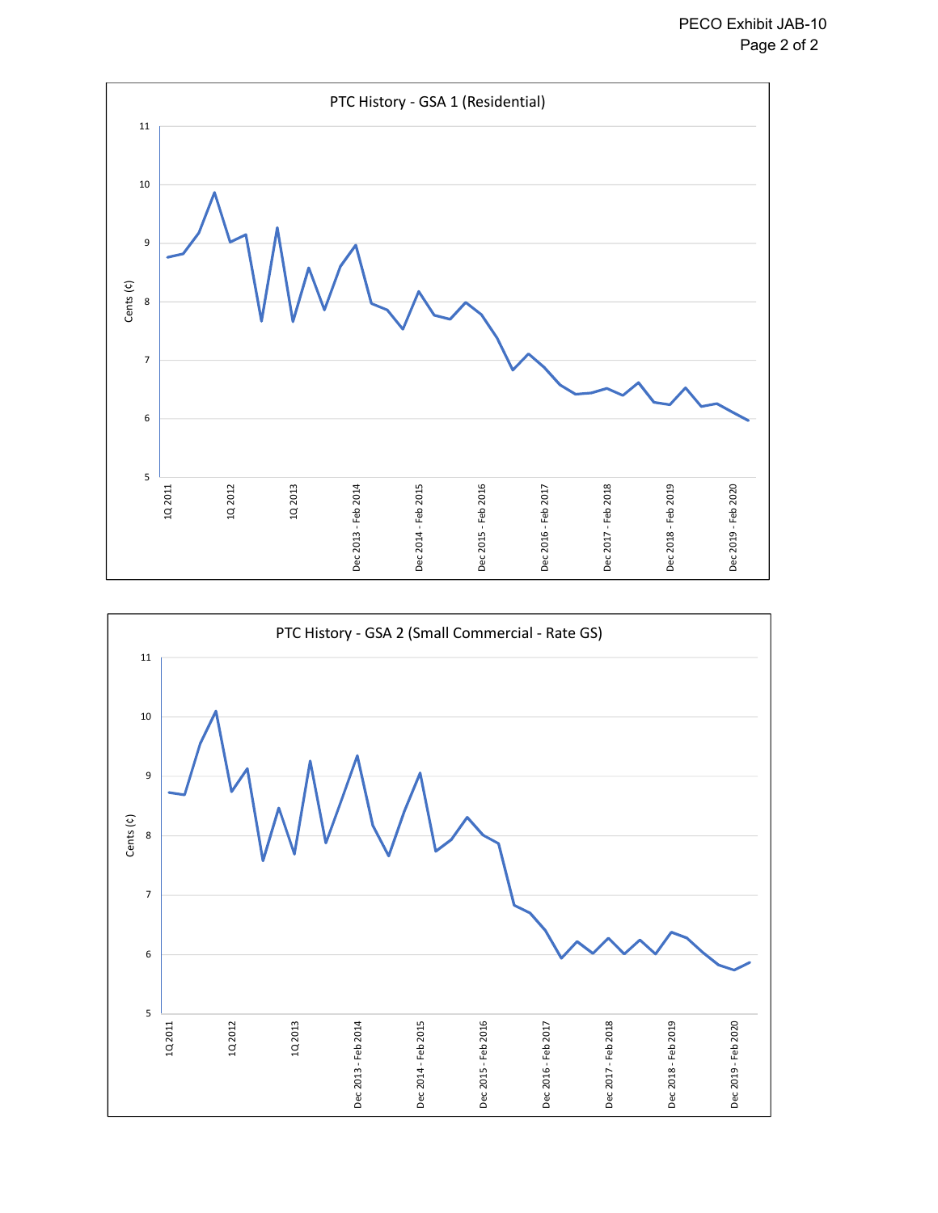PTC History - GSA 1 (Residential)

Cents (¢)

11
10
9
8
7
6
5

1Q 2011
1Q 2012
1Q 2013
Dec 2013 - Feb 2014
Dec 2014 - Feb 2015
Dec 2015 - Feb 2016
Dec 2016 - Feb 2017
Dec 2017 - Feb 2018
Dec 2018 - Feb 2019
Dec 2019 - Feb 2020

PTC History - GSA 2 (Small Commercial - Rate GS)

Cents (¢)

11
10
9
8
7
6
5

1Q 2011
1Q 2012
1Q 2013
Dec 2013 - Feb 2014
Dec 2014 - Feb 2015
Dec 2015 - Feb 2016
Dec 2016 - Feb 2017
Dec 2017 - Feb 2018
Dec 2018 - Feb 2019
Dec 2019 - Feb 2020